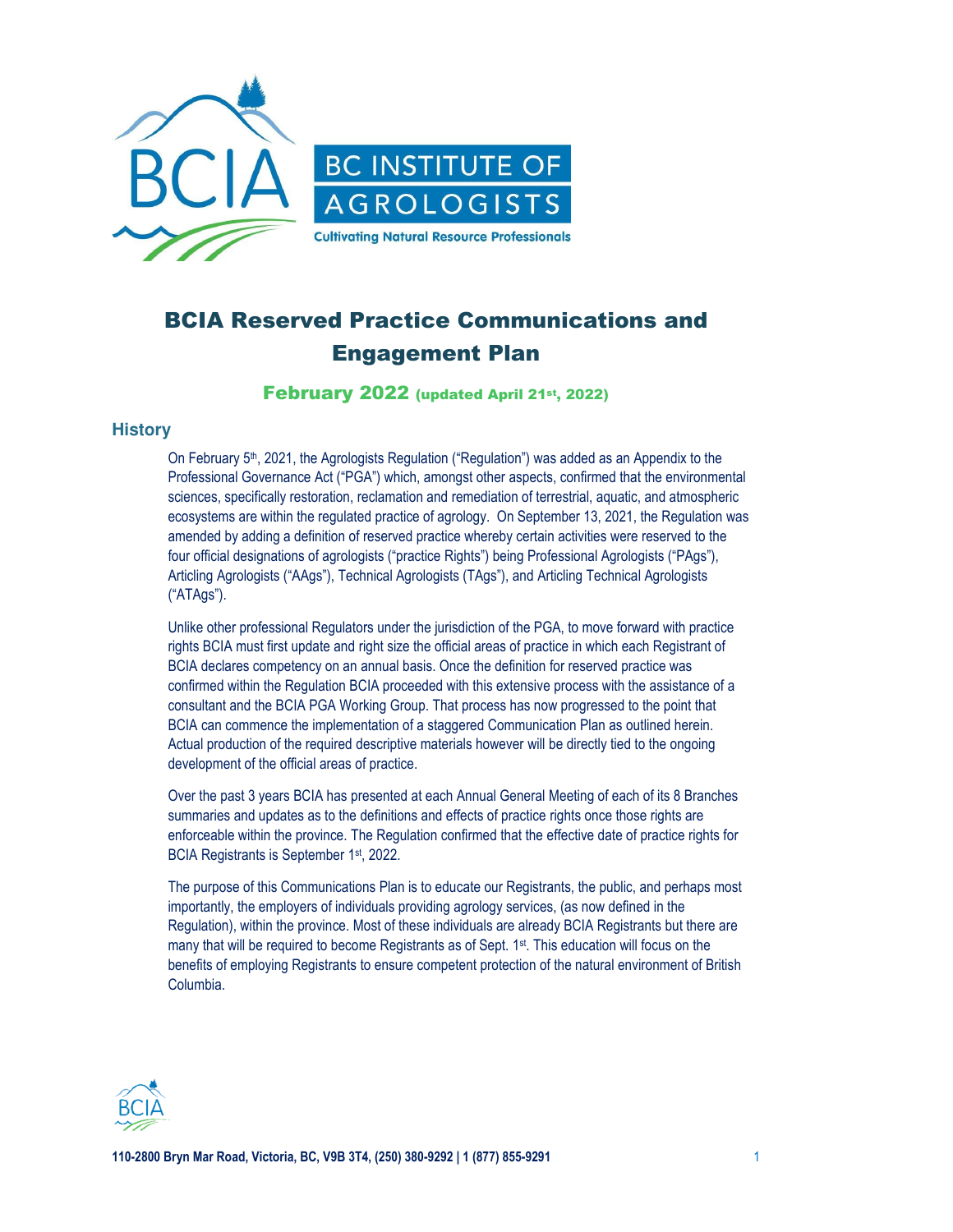BC INSTITUTE OF AGROLOGISTS

Cultivating Natural Resource Professionals

# BCIA Reserved Practice Communications and Engagement Plan

### February 2022 (updated April 21st, 2022)

## History

On February 5th, 2021, the Agrologists Regulation ("Regulation") was added as an Appendix to the Professional Governance Act ("PGA") which, amongst other aspects, confirmed that the environmental sciences, specifically restoration, reclamation and remediation of terrestrial, aquatic, and atmospheric ecosystems are within the regulated practice of agrology. On September 13, 2021, the Regulation was amended by adding a definition of reserved practice whereby certain activities were reserved to the four official designations of agrologists ("practice Rights") being Professional Agrologists ("PAgs"), Articling Agrologists ("AAgs"), Technical Agrologists (TAgs"), and Articling Technical Agrologists ("ATAgs").

Unlike other professional Regulators under the jurisdiction of the PGA, to move forward with practice rights BCIA must first update and right size the official areas of practice in which each Registrant of BCIA declares competency on an annual basis. Once the definition for reserved practice was confirmed within the Regulation BCIA proceeded with this extensive process with the assistance of a consultant and the BCIA PGA Working Group. That process has now progressed to the point that BCIA can commence the implementation of a staggered Communication Plan as outlined herein. Actual production of the required descriptive materials however will be directly tied to the ongoing development of the official areas of practice.

Over the past 3 years BCIA has presented at each Annual General Meeting of each of its 8 Branches summaries and updates as to the definitions and effects of practice rights once those rights are enforceable within the province. The Regulation confirmed that the effective date of practice rights for BCIA Registrants is September 1st, 2022.

The purpose of this Communications Plan is to educate our Registrants, the public, and perhaps most importantly, the employers of individuals providing agrology services, (as now defined in the Regulation), within the province. Most of these individuals are already BCIA Registrants but there are many that will be required to become Registrants as of Sept. 1st. This education will focus on the benefits of employing Registrants to ensure competent protection of the natural environment of British Columbia.

110-2800 Bryn Mar Road, Victoria, BC, V9B 3T4, (250) 380-9292 | 1 (877) 855-9291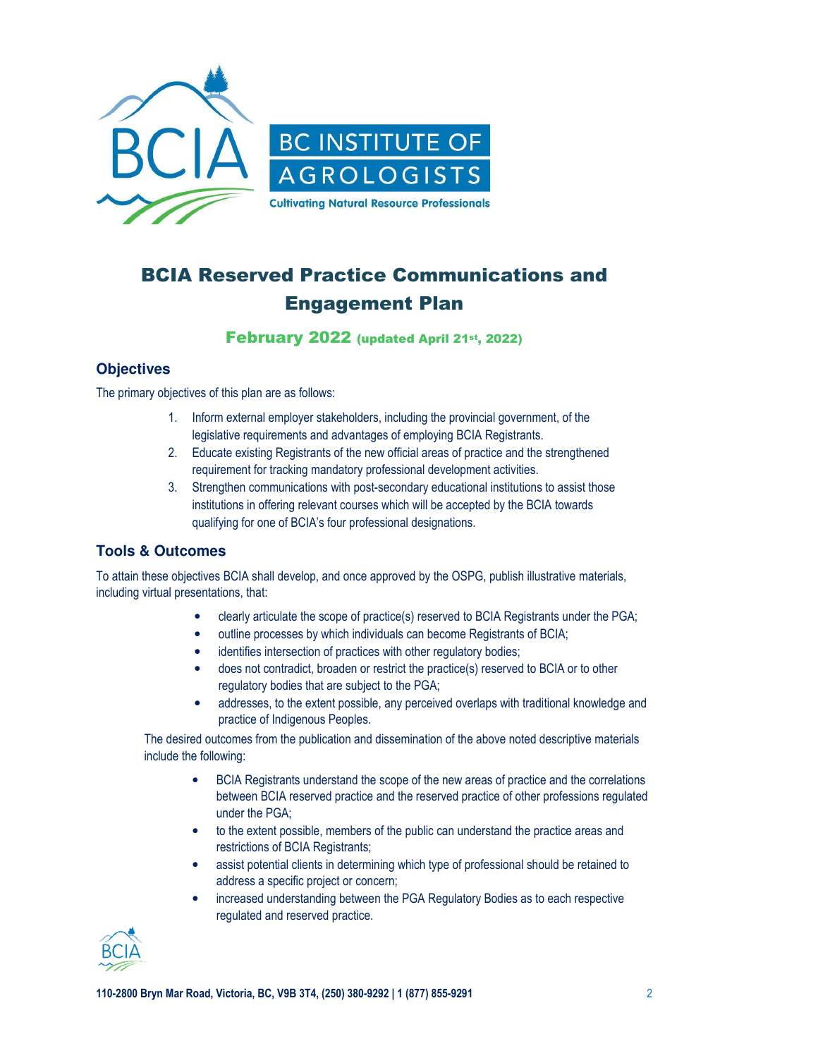# BCIA Reserved Practice Communications and Engagement Plan

**February 2022 (updated April 21st, 2022)**

## Objectives

The primary objectives of this plan are as follows:

1. Inform external employer stakeholders, including the provincial government, of the legislative requirements and advantages of employing BCIA Registrants.
2. Educate existing Registrants of the new official areas of practice and the strengthened requirement for tracking mandatory professional development activities.
3. Strengthen communications with post-secondary educational institutions to assist those institutions in offering relevant courses which will be accepted by the BCIA towards qualifying for one of BCIA's four professional designations.

## Tools & Outcomes

To attain these objectives BCIA shall develop, and once approved by the OSPG, publish illustrative materials, including virtual presentations, that:

- clearly articulate the scope of practice(s) reserved to BCIA Registrants under the PGA;
- outline processes by which individuals can become Registrants of BCIA;
- identifies intersection of practices with other regulatory bodies;
- does not contradict, broaden or restrict the practice(s) reserved to BCIA or to other regulatory bodies that are subject to the PGA;
- addresses, to the extent possible, any perceived overlaps with traditional knowledge and practice of Indigenous Peoples.

The desired outcomes from the publication and dissemination of the above noted descriptive materials include the following:

- BCIA Registrants understand the scope of the new areas of practice and the correlations between BCIA reserved practice and the reserved practice of other professions regulated under the PGA;
- to the extent possible, members of the public can understand the practice areas and restrictions of BCIA Registrants;
- assist potential clients in determining which type of professional should be retained to address a specific project or concern;
- increased understanding between the PGA Regulatory Bodies as to each respective regulated and reserved practice.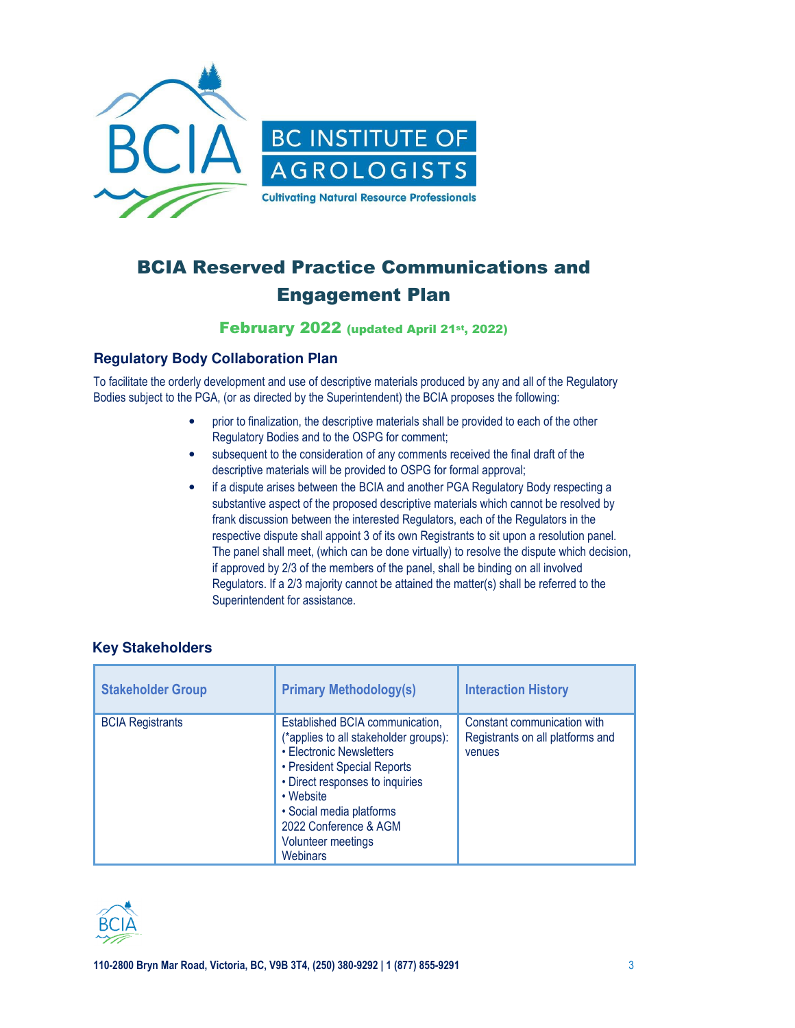BC INSTITUTE OF AGROLOGISTS

Cultivating Natural Resource Professionals

# BCIA Reserved Practice Communications and Engagement Plan

## February 2022 (updated April 21st, 2022)

### Regulatory Body Collaboration Plan

To facilitate the orderly development and use of descriptive materials produced by any and all of the Regulatory Bodies subject to the PGA, (or as directed by the Superintendent) the BCIA proposes the following:

- prior to finalization, the descriptive materials shall be provided to each of the other Regulatory Bodies and to the OSPG for comment;
- subsequent to the consideration of any comments received the final draft of the descriptive materials will be provided to OSPG for formal approval;
- if a dispute arises between the BCIA and another PGA Regulatory Body respecting a substantive aspect of the proposed descriptive materials which cannot be resolved by frank discussion between the interested Regulators, each of the Regulators in the respective dispute shall appoint 3 of its own Registrants to sit upon a resolution panel. The panel shall meet, (which can be done virtually) to resolve the dispute which decision, if approved by 2/3 of the members of the panel, shall be binding on all involved Regulators. If a 2/3 majority cannot be attained the matter(s) shall be referred to the Superintendent for assistance.

### Key Stakeholders

| Stakeholder Group | Primary Methodology(s) | Interaction History |
|---|---|---|
| BCIA Registrants | Established BCIA communication, (*applies to all stakeholder groups):<br>• Electronic Newsletters<br>• President Special Reports<br>• Direct responses to inquiries<br>• Website<br>• Social media platforms<br>2022 Conference & AGM<br>Volunteer meetings<br>Webinars | Constant communication with Registrants on all platforms and venues |

110-2800 Bryn Mar Road, Victoria, BC, V9B 3T4, (250) 380-9292 | 1 (877) 855-9291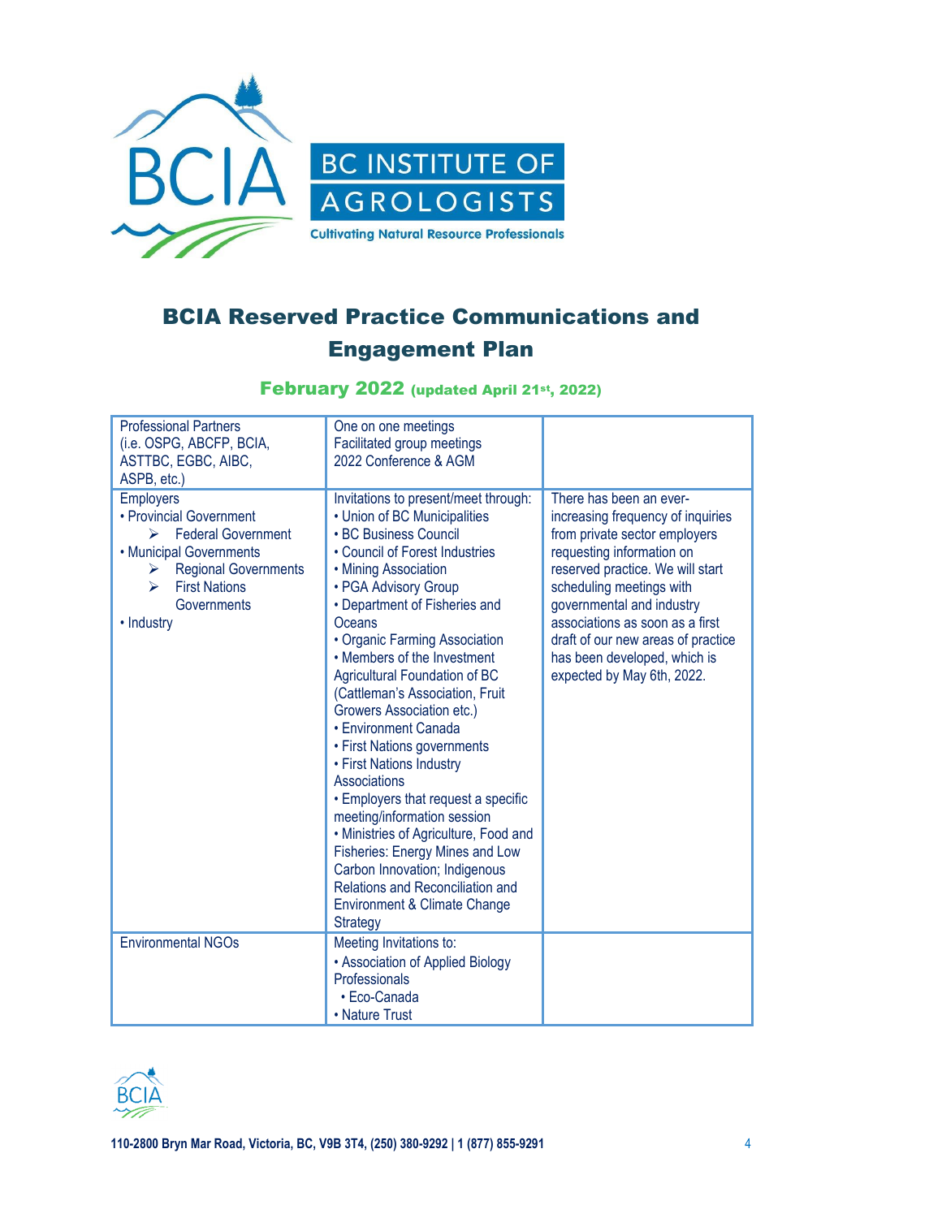# BCIA Reserved Practice Communications and Engagement Plan

## February 2022 (updated April 21st, 2022)

| | | |
|---|---|---|
| Professional Partners<br>(i.e. OSPG, ABCFP, BCIA, ASTTBC, EGBC, AIBC, ASPB, etc.) | One on one meetings<br>Facilitated group meetings<br>2022 Conference & AGM | |
| Employers<br>• Provincial Government<br>➢ Federal Government<br>• Municipal Governments<br>➢ Regional Governments<br>➢ First Nations Governments<br>• Industry | Invitations to present/meet through:<br>• Union of BC Municipalities<br>• BC Business Council<br>• Council of Forest Industries<br>• Mining Association<br>• PGA Advisory Group<br>• Department of Fisheries and Oceans<br>• Organic Farming Association<br>• Members of the Investment Agricultural Foundation of BC (Cattleman's Association, Fruit Growers Association etc.)<br>• Environment Canada<br>• First Nations governments<br>• First Nations Industry Associations<br>• Employers that request a specific meeting/information session<br>• Ministries of Agriculture, Food and Fisheries: Energy Mines and Low Carbon Innovation; Indigenous Relations and Reconciliation and Environment & Climate Change Strategy | There has been an ever-increasing frequency of inquiries from private sector employers requesting information on reserved practice. We will start scheduling meetings with governmental and industry associations as soon as a first draft of our new areas of practice has been developed, which is expected by May 6th, 2022. |
| Environmental NGOs | Meeting Invitations to:<br>• Association of Applied Biology Professionals<br>• Eco-Canada<br>• Nature Trust | |

110-2800 Bryn Mar Road, Victoria, BC, V9B 3T4, (250) 380-9292 | 1 (877) 855-9291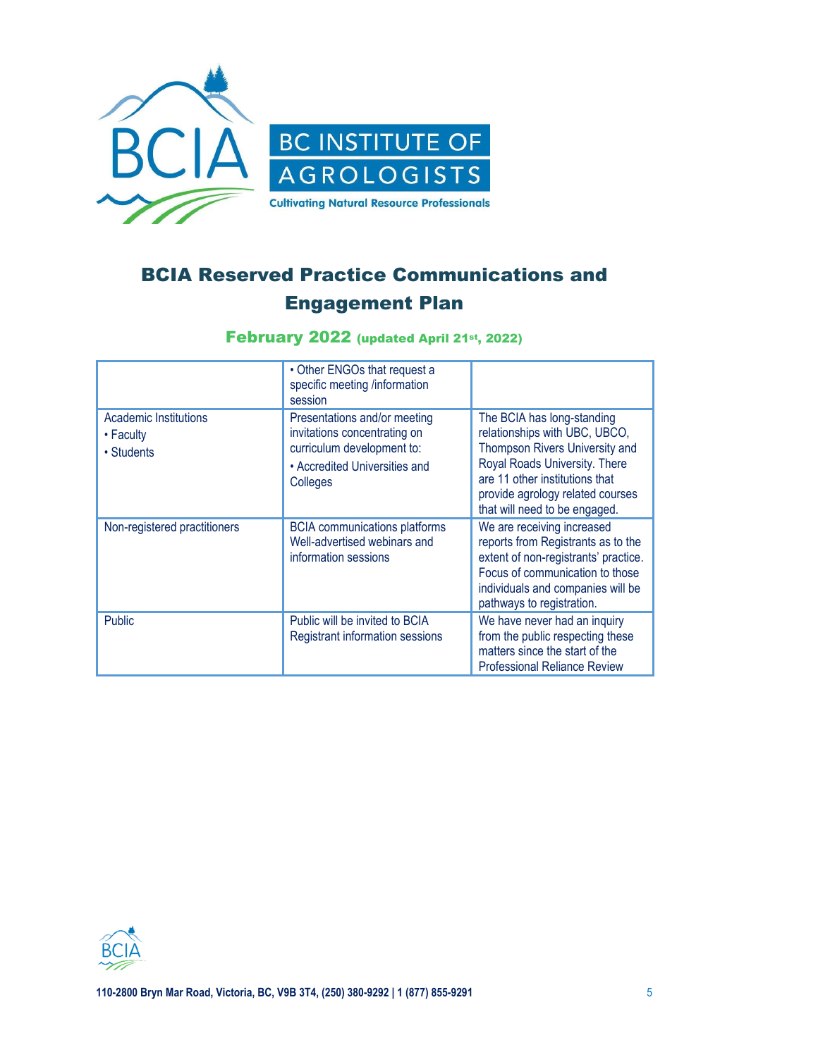# BCIA Reserved Practice Communications and Engagement Plan

## February 2022 (updated April 21st, 2022)

| | | |
|---|---|---|
| | • Other ENGOs that request a specific meeting /information session | |
| Academic Institutions<br>• Faculty<br>• Students | Presentations and/or meeting invitations concentrating on curriculum development to:<br>• Accredited Universities and Colleges | The BCIA has long-standing relationships with UBC, UBCO, Thompson Rivers University and Royal Roads University. There are 11 other institutions that provide agrology related courses that will need to be engaged. |
| Non-registered practitioners | BCIA communications platforms Well-advertised webinars and information sessions | We are receiving increased reports from Registrants as to the extent of non-registrants' practice. Focus of communication to those individuals and companies will be pathways to registration. |
| Public | Public will be invited to BCIA Registrant information sessions | We have never had an inquiry from the public respecting these matters since the start of the Professional Reliance Review |

110-2800 Bryn Mar Road, Victoria, BC, V9B 3T4, (250) 380-9292 | 1 (877) 855-9291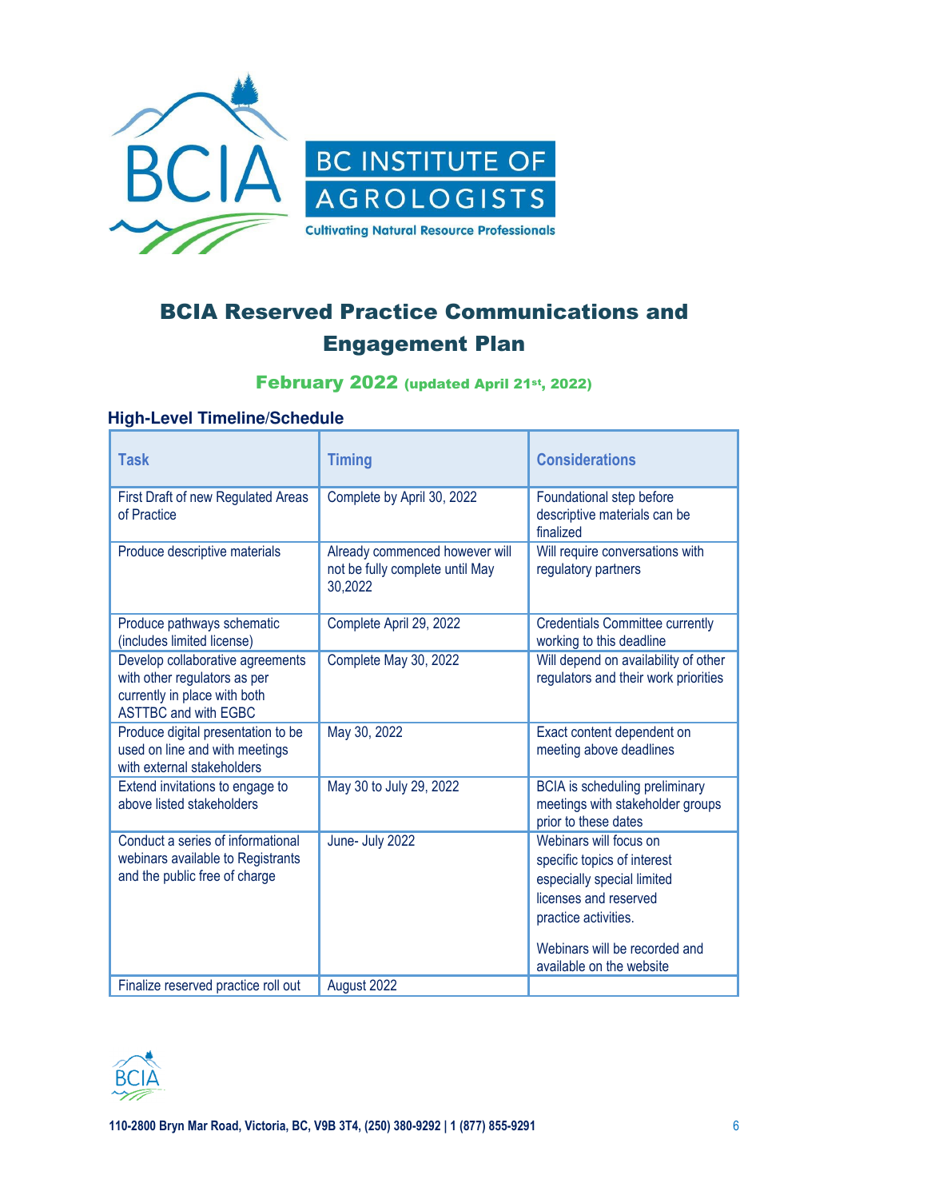BC INSTITUTE OF AGROLOGISTS

Cultivating Natural Resource Professionals

# BCIA Reserved Practice Communications and Engagement Plan

## February 2022 (updated April 21st, 2022)

### High-Level Timeline/Schedule

| Task | Timing | Considerations |
|---|---|---|
| First Draft of new Regulated Areas of Practice | Complete by April 30, 2022 | Foundational step before descriptive materials can be finalized |
| Produce descriptive materials | Already commenced however will not be fully complete until May 30,2022 | Will require conversations with regulatory partners |
| Produce pathways schematic (includes limited license) | Complete April 29, 2022 | Credentials Committee currently working to this deadline |
| Develop collaborative agreements with other regulators as per currently in place with both ASTTBC and with EGBC | Complete May 30, 2022 | Will depend on availability of other regulators and their work priorities |
| Produce digital presentation to be used on line and with meetings with external stakeholders | May 30, 2022 | Exact content dependent on meeting above deadlines |
| Extend invitations to engage to above listed stakeholders | May 30 to July 29, 2022 | BCIA is scheduling preliminary meetings with stakeholder groups prior to these dates |
| Conduct a series of informational webinars available to Registrants and the public free of charge | June- July 2022 | Webinars will focus on specific topics of interest especially special limited licenses and reserved practice activities. Webinars will be recorded and available on the website |
| Finalize reserved practice roll out | August 2022 | |

110-2800 Bryn Mar Road, Victoria, BC, V9B 3T4, (250) 380-9292 | 1 (877) 855-9291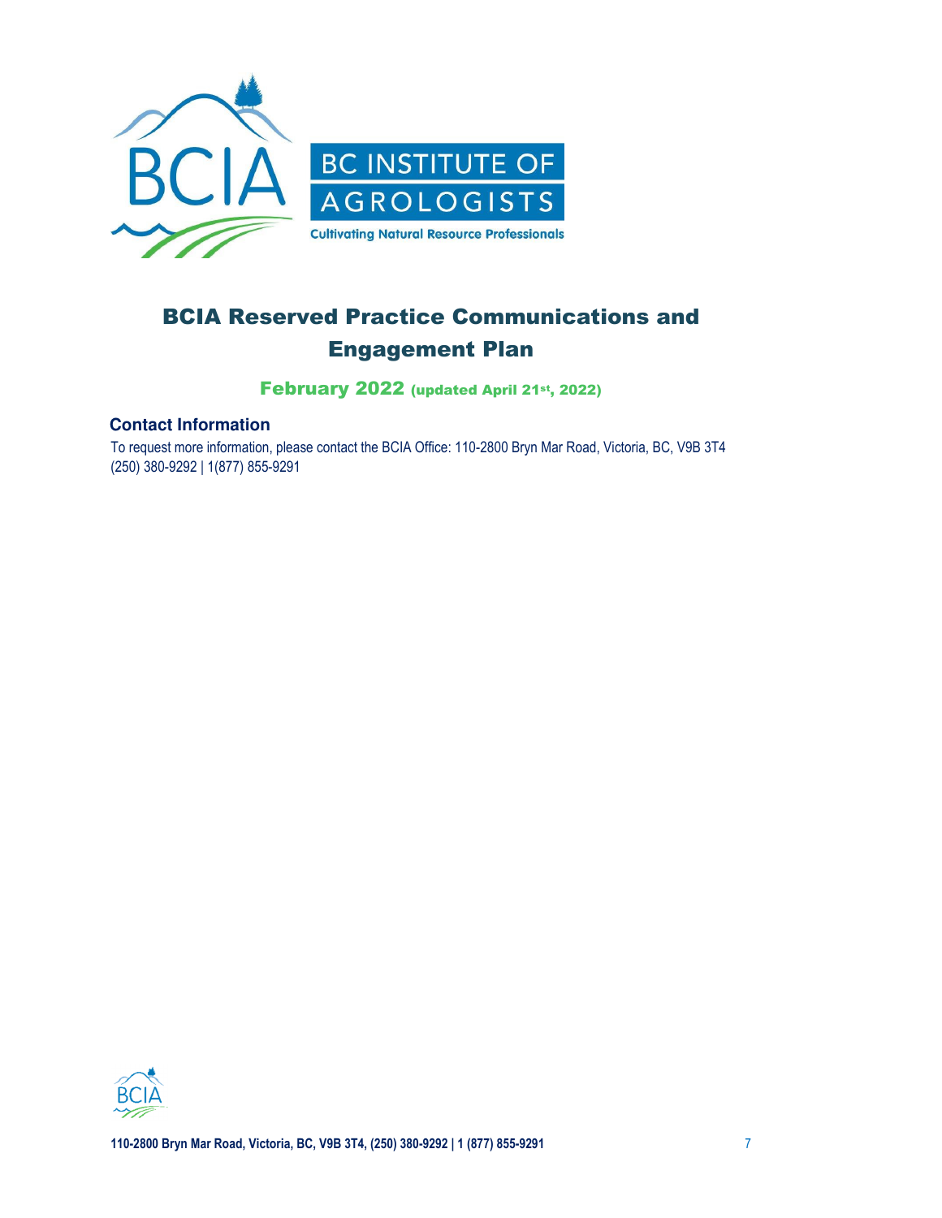BC INSTITUTE OF AGROLOGISTS

Cultivating Natural Resource Professionals

# BCIA Reserved Practice Communications and Engagement Plan

## February 2022 (updated April 21st, 2022)

### Contact Information

To request more information, please contact the BCIA Office: 110-2800 Bryn Mar Road, Victoria, BC, V9B 3T4
(250) 380-9292 | 1(877) 855-9291